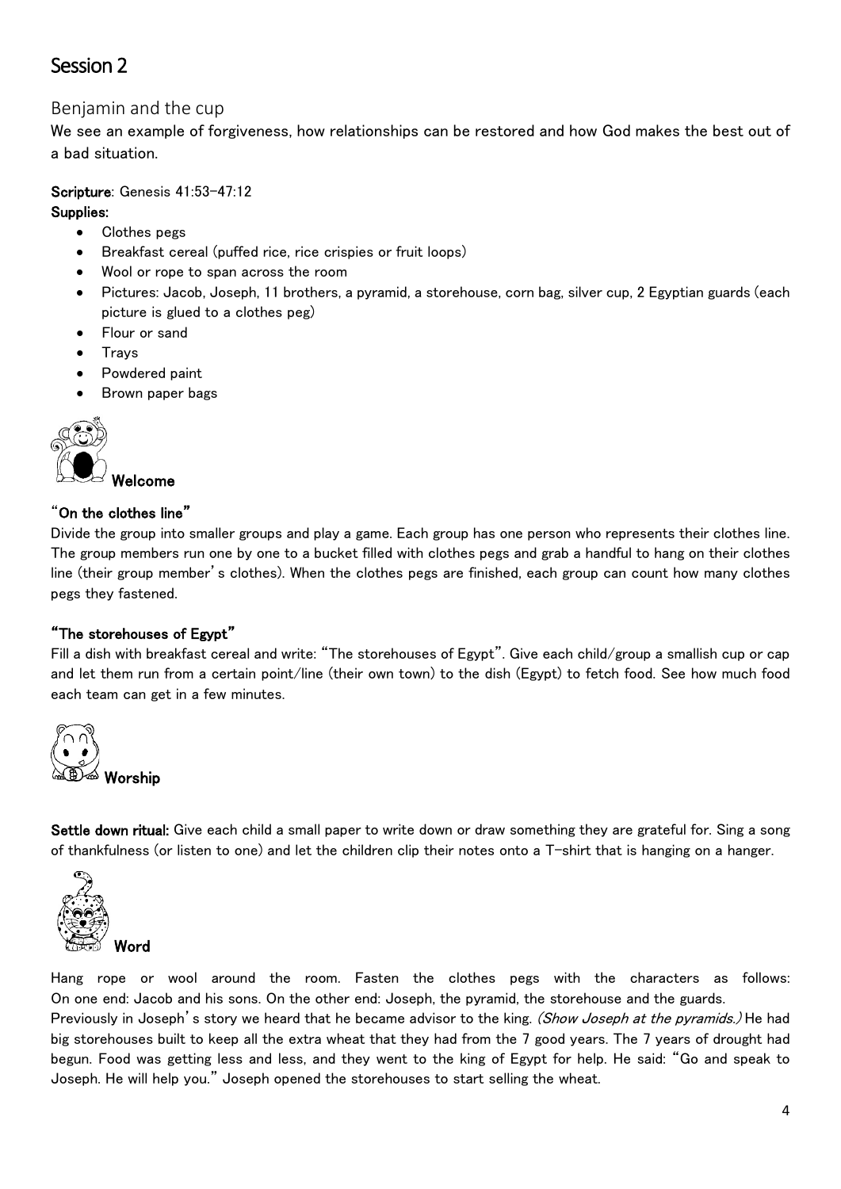# Session 2

## Benjamin and the cup

We see an example of forgiveness, how relationships can be restored and how God makes the best out of a bad situation.

**Scripture**: Genesis 41:53-47:12

**Supplies:**

- Clothes pegs
- Breakfast cereal (puffed rice, rice crispies or fruit loops)
- Wool or rope to span across the room
- Pictures: Jacob, Joseph, 11 brothers, a pyramid, a storehouse, corn bag, silver cup, 2 Egyptian guards (each picture is glued to a clothes peg)
- Flour or sand
- Trays
- Powdered paint
- Brown paper bags

### Welcome

**"On the clothes line"**

Divide the group into smaller groups and play a game. Each group has one person who represents their clothes line. The group members run one by one to a bucket filled with clothes pegs and grab a handful to hang on their clothes line (their group member's clothes). When the clothes pegs are finished, each group can count how many clothes pegs they fastened.

**"The storehouses of Egypt"**

Fill a dish with breakfast cereal and write: "The storehouses of Egypt". Give each child/group a smallish cup or cap and let them run from a certain point/line (their own town) to the dish (Egypt) to fetch food. See how much food each team can get in a few minutes.

### Worship

**Settle down ritual:** Give each child a small paper to write down or draw something they are grateful for. Sing a song of thankfulness (or listen to one) and let the children clip their notes onto a T-shirt that is hanging on a hanger.

### Word

Hang rope or wool around the room. Fasten the clothes pegs with the characters as follows: On one end: Jacob and his sons. On the other end: Joseph, the pyramid, the storehouse and the guards.

Previously in Joseph's story we heard that he became advisor to the king. *(Show Joseph at the pyramids.)* He had big storehouses built to keep all the extra wheat that they had from the 7 good years. The 7 years of drought had begun. Food was getting less and less, and they went to the king of Egypt for help. He said: "Go and speak to Joseph. He will help you." Joseph opened the storehouses to start selling the wheat.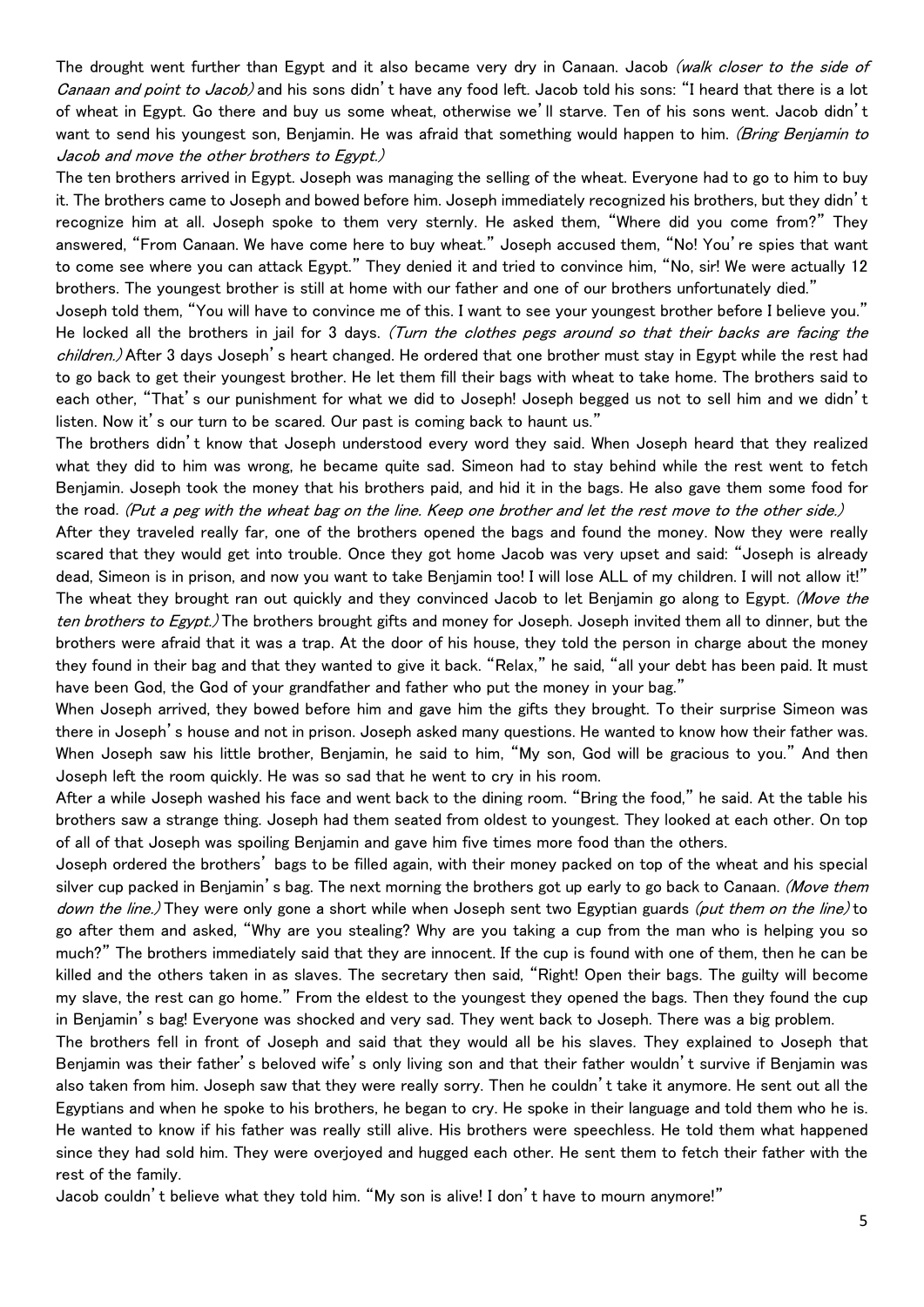The drought went further than Egypt and it also became very dry in Canaan. Jacob *(walk closer to the side of Canaan and point to Jacob)* and his sons didn't have any food left. Jacob told his sons: "I heard that there is a lot of wheat in Egypt. Go there and buy us some wheat, otherwise we'll starve. Ten of his sons went. Jacob didn't want to send his youngest son, Benjamin. He was afraid that something would happen to him. *(Bring Benjamin to Jacob and move the other brothers to Egypt.)*

The ten brothers arrived in Egypt. Joseph was managing the selling of the wheat. Everyone had to go to him to buy it. The brothers came to Joseph and bowed before him. Joseph immediately recognized his brothers, but they didn't recognize him at all. Joseph spoke to them very sternly. He asked them, "Where did you come from?" They answered, "From Canaan. We have come here to buy wheat." Joseph accused them, "No! You're spies that want to come see where you can attack Egypt." They denied it and tried to convince him, "No, sir! We were actually 12 brothers. The youngest brother is still at home with our father and one of our brothers unfortunately died."

Joseph told them, "You will have to convince me of this. I want to see your youngest brother before I believe you." He locked all the brothers in jail for 3 days. *(Turn the clothes pegs around so that their backs are facing the children.)* After 3 days Joseph's heart changed. He ordered that one brother must stay in Egypt while the rest had to go back to get their youngest brother. He let them fill their bags with wheat to take home. The brothers said to each other, "That's our punishment for what we did to Joseph! Joseph begged us not to sell him and we didn't listen. Now it's our turn to be scared. Our past is coming back to haunt us."

The brothers didn't know that Joseph understood every word they said. When Joseph heard that they realized what they did to him was wrong, he became quite sad. Simeon had to stay behind while the rest went to fetch Benjamin. Joseph took the money that his brothers paid, and hid it in the bags. He also gave them some food for the road. *(Put a peg with the wheat bag on the line. Keep one brother and let the rest move to the other side.)*

After they traveled really far, one of the brothers opened the bags and found the money. Now they were really scared that they would get into trouble. Once they got home Jacob was very upset and said: "Joseph is already dead, Simeon is in prison, and now you want to take Benjamin too! I will lose ALL of my children. I will not allow it!" The wheat they brought ran out quickly and they convinced Jacob to let Benjamin go along to Egypt. *(Move the ten brothers to Egypt.)* The brothers brought gifts and money for Joseph. Joseph invited them all to dinner, but the brothers were afraid that it was a trap. At the door of his house, they told the person in charge about the money they found in their bag and that they wanted to give it back. "Relax," he said, "all your debt has been paid. It must have been God, the God of your grandfather and father who put the money in your bag."

When Joseph arrived, they bowed before him and gave him the gifts they brought. To their surprise Simeon was there in Joseph's house and not in prison. Joseph asked many questions. He wanted to know how their father was. When Joseph saw his little brother, Benjamin, he said to him, "My son, God will be gracious to you." And then Joseph left the room quickly. He was so sad that he went to cry in his room.

After a while Joseph washed his face and went back to the dining room. "Bring the food," he said. At the table his brothers saw a strange thing. Joseph had them seated from oldest to youngest. They looked at each other. On top of all of that Joseph was spoiling Benjamin and gave him five times more food than the others.

Joseph ordered the brothers' bags to be filled again, with their money packed on top of the wheat and his special silver cup packed in Benjamin's bag. The next morning the brothers got up early to go back to Canaan. *(Move them down the line.)* They were only gone a short while when Joseph sent two Egyptian guards *(put them on the line)* to go after them and asked, "Why are you stealing? Why are you taking a cup from the man who is helping you so much?" The brothers immediately said that they are innocent. If the cup is found with one of them, then he can be killed and the others taken in as slaves. The secretary then said, "Right! Open their bags. The guilty will become my slave, the rest can go home." From the eldest to the youngest they opened the bags. Then they found the cup in Benjamin's bag! Everyone was shocked and very sad. They went back to Joseph. There was a big problem.

The brothers fell in front of Joseph and said that they would all be his slaves. They explained to Joseph that Benjamin was their father's beloved wife's only living son and that their father wouldn't survive if Benjamin was also taken from him. Joseph saw that they were really sorry. Then he couldn't take it anymore. He sent out all the Egyptians and when he spoke to his brothers, he began to cry. He spoke in their language and told them who he is. He wanted to know if his father was really still alive. His brothers were speechless. He told them what happened since they had sold him. They were overjoyed and hugged each other. He sent them to fetch their father with the rest of the family.

Jacob couldn't believe what they told him. "My son is alive! I don't have to mourn anymore!"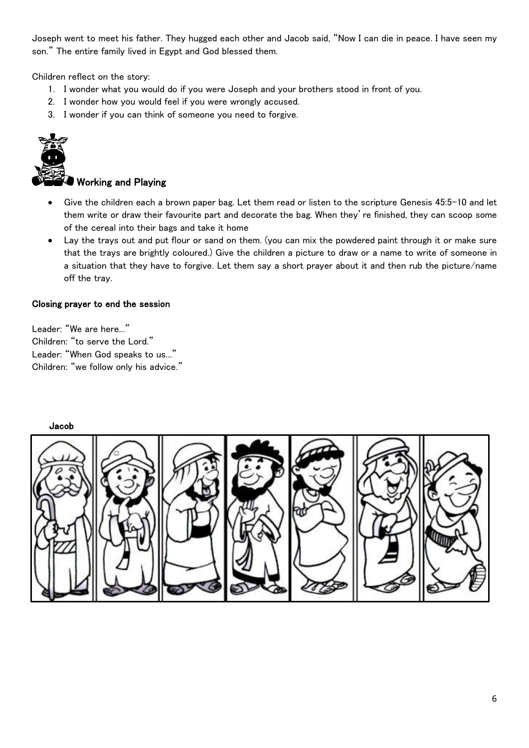Joseph went to meet his father. They hugged each other and Jacob said, "Now I can die in peace. I have seen my son." The entire family lived in Egypt and God blessed them.

Children reflect on the story:

1. I wonder what you would do if you were Joseph and your brothers stood in front of you.
2. I wonder how you would feel if you were wrongly accused.
3. I wonder if you can think of someone you need to forgive.

## Working and Playing

- Give the children each a brown paper bag. Let them read or listen to the scripture Genesis 45:5-10 and let them write or draw their favourite part and decorate the bag. When they're finished, they can scoop some of the cereal into their bags and take it home
- Lay the trays out and put flour or sand on them. (you can mix the powdered paint through it or make sure that the trays are brightly coloured.) Give the children a picture to draw or a name to write of someone in a situation that they have to forgive. Let them say a short prayer about it and then rub the picture/name off the tray.

**Closing prayer to end the session**

Leader: "We are here…"
Children: "to serve the Lord."
Leader: "When God speaks to us…"
Children: "we follow only his advice."

Jacob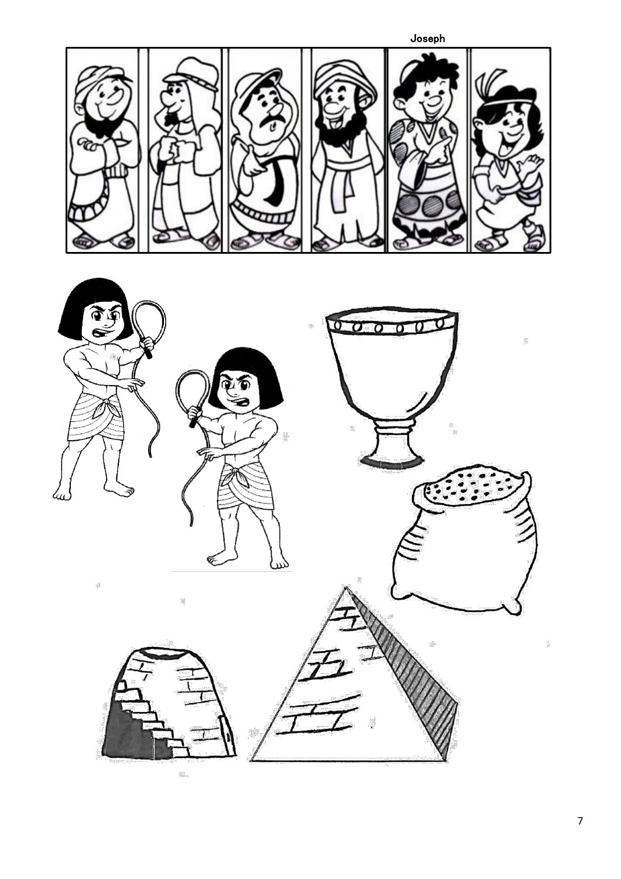Joseph